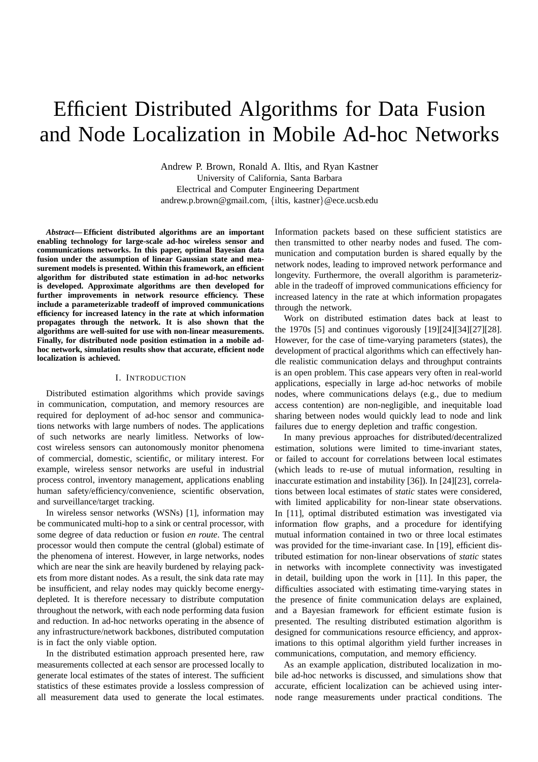# Efficient Distributed Algorithms for Data Fusion and Node Localization in Mobile Ad-hoc Networks

Andrew P. Brown, Ronald A. Iltis, and Ryan Kastner
University of California, Santa Barbara
Electrical and Computer Engineering Department
andrew.p.brown@gmail.com, {iltis, kastner}@ece.ucsb.edu

***Abstract*— Efficient distributed algorithms are an important enabling technology for large-scale ad-hoc wireless sensor and communications networks. In this paper, optimal Bayesian data fusion under the assumption of linear Gaussian state and measurement models is presented. Within this framework, an efficient algorithm for distributed state estimation in ad-hoc networks is developed. Approximate algorithms are then developed for further improvements in network resource efficiency. These include a parameterizable tradeoff of improved communications efficiency for increased latency in the rate at which information propagates through the network. It is also shown that the algorithms are well-suited for use with non-linear measurements. Finally, for distributed node position estimation in a mobile ad-hoc network, simulation results show that accurate, efficient node localization is achieved.**

## I. Introduction

Distributed estimation algorithms which provide savings in communication, computation, and memory resources are required for deployment of ad-hoc sensor and communications networks with large numbers of nodes. The applications of such networks are nearly limitless. Networks of low-cost wireless sensors can autonomously monitor phenomena of commercial, domestic, scientific, or military interest. For example, wireless sensor networks are useful in industrial process control, inventory management, applications enabling human safety/efficiency/convenience, scientific observation, and surveillance/target tracking.

In wireless sensor networks (WSNs) [1], information may be communicated multi-hop to a sink or central processor, with some degree of data reduction or fusion *en route*. The central processor would then compute the central (global) estimate of the phenomena of interest. However, in large networks, nodes which are near the sink are heavily burdened by relaying packets from more distant nodes. As a result, the sink data rate may be insufficient, and relay nodes may quickly become energy-depleted. It is therefore necessary to distribute computation throughout the network, with each node performing data fusion and reduction. In ad-hoc networks operating in the absence of any infrastructure/network backbones, distributed computation is in fact the only viable option.

In the distributed estimation approach presented here, raw measurements collected at each sensor are processed locally to generate local estimates of the states of interest. The sufficient statistics of these estimates provide a lossless compression of all measurement data used to generate the local estimates. Information packets based on these sufficient statistics are then transmitted to other nearby nodes and fused. The communication and computation burden is shared equally by the network nodes, leading to improved network performance and longevity. Furthermore, the overall algorithm is parameterizable in the tradeoff of improved communications efficiency for increased latency in the rate at which information propagates through the network.

Work on distributed estimation dates back at least to the 1970s [5] and continues vigorously [19][24][34][27][28]. However, for the case of time-varying parameters (states), the development of practical algorithms which can effectively handle realistic communication delays and throughput contraints is an open problem. This case appears very often in real-world applications, especially in large ad-hoc networks of mobile nodes, where communications delays (e.g., due to medium access contention) are non-negligible, and inequitable load sharing between nodes would quickly lead to node and link failures due to energy depletion and traffic congestion.

In many previous approaches for distributed/decentralized estimation, solutions were limited to time-invariant states, or failed to account for correlations between local estimates (which leads to re-use of mutual information, resulting in inaccurate estimation and instability [36]). In [24][23], correlations between local estimates of *static* states were considered, with limited applicability for non-linear state observations. In [11], optimal distributed estimation was investigated via information flow graphs, and a procedure for identifying mutual information contained in two or three local estimates was provided for the time-invariant case. In [19], efficient distributed estimation for non-linear observations of *static* states in networks with incomplete connectivity was investigated in detail, building upon the work in [11]. In this paper, the difficulties associated with estimating time-varying states in the presence of finite communication delays are explained, and a Bayesian framework for efficient estimate fusion is presented. The resulting distributed estimation algorithm is designed for communications resource efficiency, and approximations to this optimal algorithm yield further increases in communications, computation, and memory efficiency.

As an example application, distributed localization in mobile ad-hoc networks is discussed, and simulations show that accurate, efficient localization can be achieved using inter-node range measurements under practical conditions. The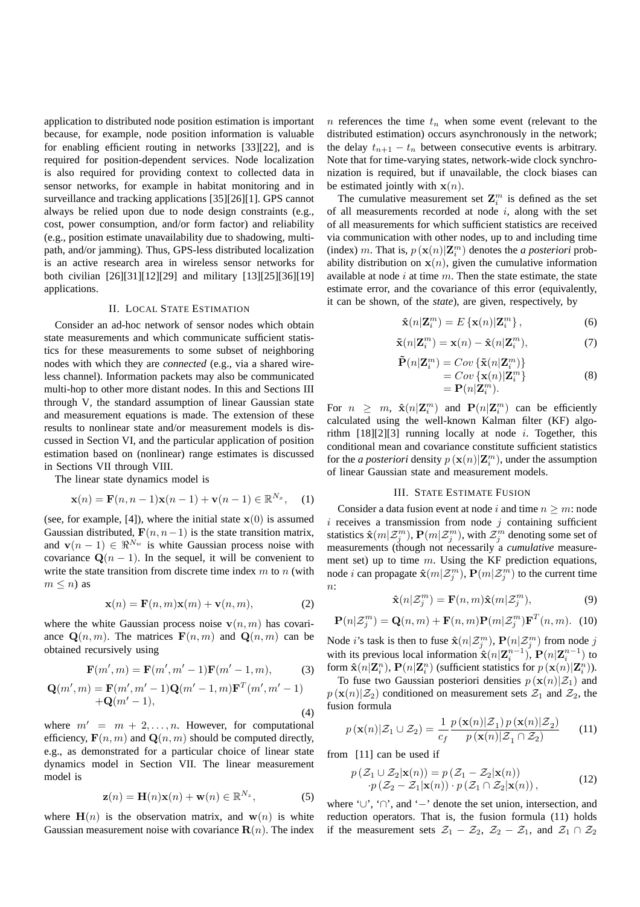application to distributed node position estimation is important because, for example, node position information is valuable for enabling efficient routing in networks [33][22], and is required for position-dependent services. Node localization is also required for providing context to collected data in sensor networks, for example in habitat monitoring and in surveillance and tracking applications [35][26][1]. GPS cannot always be relied upon due to node design constraints (e.g., cost, power consumption, and/or form factor) and reliability (e.g., position estimate unavailability due to shadowing, multipath, and/or jamming). Thus, GPS-less distributed localization is an active research area in wireless sensor networks for both civilian [26][31][12][29] and military [13][25][36][19] applications.

## II. Local State Estimation

Consider an ad-hoc network of sensor nodes which obtain state measurements and which communicate sufficient statistics for these measurements to some subset of neighboring nodes with which they are *connected* (e.g., via a shared wireless channel). Information packets may also be communicated multi-hop to other more distant nodes. In this and Sections III through V, the standard assumption of linear Gaussian state and measurement equations is made. The extension of these results to nonlinear state and/or measurement models is discussed in Section VI, and the particular application of position estimation based on (nonlinear) range estimates is discussed in Sections VII through VIII.

The linear state dynamics model is

$$\mathbf{x}(n) = \mathbf{F}(n, n-1)\mathbf{x}(n-1) + \mathbf{v}(n-1) \in \mathbb{R}^{N_x}, \quad (1)$$

(see, for example, [4]), where the initial state $\mathbf{x}(0)$ is assumed Gaussian distributed, $\mathbf{F}(n, n-1)$ is the state transition matrix, and $\mathbf{v}(n-1) \in \Re^{N_w}$ is white Gaussian process noise with covariance $\mathbf{Q}(n-1)$. In the sequel, it will be convenient to write the state transition from discrete time index $m$ to $n$ (with $m \leq n$) as

$$\mathbf{x}(n) = \mathbf{F}(n, m)\mathbf{x}(m) + \mathbf{v}(n, m), \quad (2)$$

where the white Gaussian process noise $\mathbf{v}(n, m)$ has covariance $\mathbf{Q}(n, m)$. The matrices $\mathbf{F}(n, m)$ and $\mathbf{Q}(n, m)$ can be obtained recursively using

$$\mathbf{F}(m', m) = \mathbf{F}(m', m'-1)\mathbf{F}(m'-1, m), \quad (3)$$

$$\begin{aligned}\mathbf{Q}(m', m) = &\mathbf{F}(m', m'-1)\mathbf{Q}(m'-1, m)\mathbf{F}^T(m', m'-1) \\ &+\mathbf{Q}(m'-1),\end{aligned} \quad (4)$$

where $m' = m+2, \ldots, n$. However, for computational efficiency, $\mathbf{F}(n, m)$ and $\mathbf{Q}(n, m)$ should be computed directly, e.g., as demonstrated for a particular choice of linear state dynamics model in Section VII. The linear measurement model is

$$\mathbf{z}(n) = \mathbf{H}(n)\mathbf{x}(n) + \mathbf{w}(n) \in \mathbb{R}^{N_z}, \quad (5)$$

where $\mathbf{H}(n)$ is the observation matrix, and $\mathbf{w}(n)$ is white Gaussian measurement noise with covariance $\mathbf{R}(n)$. The index $n$ references the time $t_n$ when some event (relevant to the distributed estimation) occurs asynchronously in the network; the delay $t_{n+1} - t_n$ between consecutive events is arbitrary. Note that for time-varying states, network-wide clock synchronization is required, but if unavailable, the clock biases can be estimated jointly with $\mathbf{x}(n)$.

The cumulative measurement set $\mathbf{Z}_i^m$ is defined as the set of all measurements recorded at node $i$, along with the set of all measurements for which sufficient statistics are received via communication with other nodes, up to and including time (index) $m$. That is, $p(\mathbf{x}(n)|\mathbf{Z}_i^m)$ denotes the *a posteriori* probability distribution on $\mathbf{x}(n)$, given the cumulative information available at node $i$ at time $m$. Then the state estimate, the state estimate error, and the covariance of this error (equivalently, it can be shown, of the *state*), are given, respectively, by

$$\hat{\mathbf{x}}(n|\mathbf{Z}_i^m) = E\{\mathbf{x}(n)|\mathbf{Z}_i^m\}, \quad (6)$$

$$\tilde{\mathbf{x}}(n|\mathbf{Z}_i^m) = \mathbf{x}(n) - \hat{\mathbf{x}}(n|\mathbf{Z}_i^m), \quad (7)$$

$$\begin{aligned}\tilde{\mathbf{P}}(n|\mathbf{Z}_i^m) &= Cov\{\tilde{\mathbf{x}}(n|\mathbf{Z}_i^m)\} \\ &= Cov\{\mathbf{x}(n)|\mathbf{Z}_i^m\} \\ &= \mathbf{P}(n|\mathbf{Z}_i^m).\end{aligned} \quad (8)$$

For $n \geq m$, $\hat{\mathbf{x}}(n|\mathbf{Z}_i^m)$ and $\mathbf{P}(n|\mathbf{Z}_i^m)$ can be efficiently calculated using the well-known Kalman filter (KF) algorithm [18][2][3] running locally at node $i$. Together, this conditional mean and covariance constitute sufficient statistics for the *a posteriori* density $p(\mathbf{x}(n)|\mathbf{Z}_i^m)$, under the assumption of linear Gaussian state and measurement models.

## III. State Estimate Fusion

Consider a data fusion event at node $i$ and time $n \geq m$: node $i$ receives a transmission from node $j$ containing sufficient statistics $\hat{\mathbf{x}}(m|\mathcal{Z}_j^m)$, $\mathbf{P}(m|\mathcal{Z}_j^m)$, with $\mathcal{Z}_j^m$ denoting some set of measurements (though not necessarily a *cumulative* measurement set) up to time $m$. Using the KF prediction equations, node $i$ can propagate $\hat{\mathbf{x}}(m|\mathcal{Z}_j^m)$, $\mathbf{P}(m|\mathcal{Z}_j^m)$ to the current time $n$:

$$\hat{\mathbf{x}}(n|\mathcal{Z}_j^m) = \mathbf{F}(n, m)\hat{\mathbf{x}}(m|\mathcal{Z}_j^m), \quad (9)$$

$$\mathbf{P}(n|\mathcal{Z}_j^m) = \mathbf{Q}(n, m) + \mathbf{F}(n, m)\mathbf{P}(m|\mathcal{Z}_j^m)\mathbf{F}^T(n, m). \quad (10)$$

Node $i$'s task is then to fuse $\hat{\mathbf{x}}(n|\mathcal{Z}_j^m)$, $\mathbf{P}(n|\mathcal{Z}_j^m)$ from node $j$ with its previous local information $\hat{\mathbf{x}}(n|\mathbf{Z}_i^{n-1})$, $\mathbf{P}(n|\mathbf{Z}_i^{n-1})$ to form $\hat{\mathbf{x}}(n|\mathbf{Z}_i^n)$, $\mathbf{P}(n|\mathbf{Z}_i^n)$ (sufficient statistics for $p(\mathbf{x}(n)|\mathbf{Z}_i^n)$).

To fuse two Gaussian posteriori densities $p(\mathbf{x}(n)|\mathcal{Z}_1)$ and $p(\mathbf{x}(n)|\mathcal{Z}_2)$ conditioned on measurement sets $\mathcal{Z}_1$ and $\mathcal{Z}_2$, the fusion formula

$$p(\mathbf{x}(n)|\mathcal{Z}_1 \cup \mathcal{Z}_2) = \frac{1}{c_f}\frac{p(\mathbf{x}(n)|\mathcal{Z}_1)\, p(\mathbf{x}(n)|\mathcal{Z}_2)}{p(\mathbf{x}(n)|\mathcal{Z}_1 \cap \mathcal{Z}_2)} \quad (11)$$

from [11] can be used if

$$\begin{aligned}p(\mathcal{Z}_1 \cup \mathcal{Z}_2|\mathbf{x}(n)) = &\,p(\mathcal{Z}_1 - \mathcal{Z}_2|\mathbf{x}(n)) \\ &\cdot p(\mathcal{Z}_2 - \mathcal{Z}_1|\mathbf{x}(n)) \cdot p(\mathcal{Z}_1 \cap \mathcal{Z}_2|\mathbf{x}(n)),\end{aligned} \quad (12)$$

where '$\cup$', '$\cap$', and '$-$' denote the set union, intersection, and reduction operators. That is, the fusion formula (11) holds if the measurement sets $\mathcal{Z}_1 - \mathcal{Z}_2$, $\mathcal{Z}_2 - \mathcal{Z}_1$, and $\mathcal{Z}_1 \cap \mathcal{Z}_2$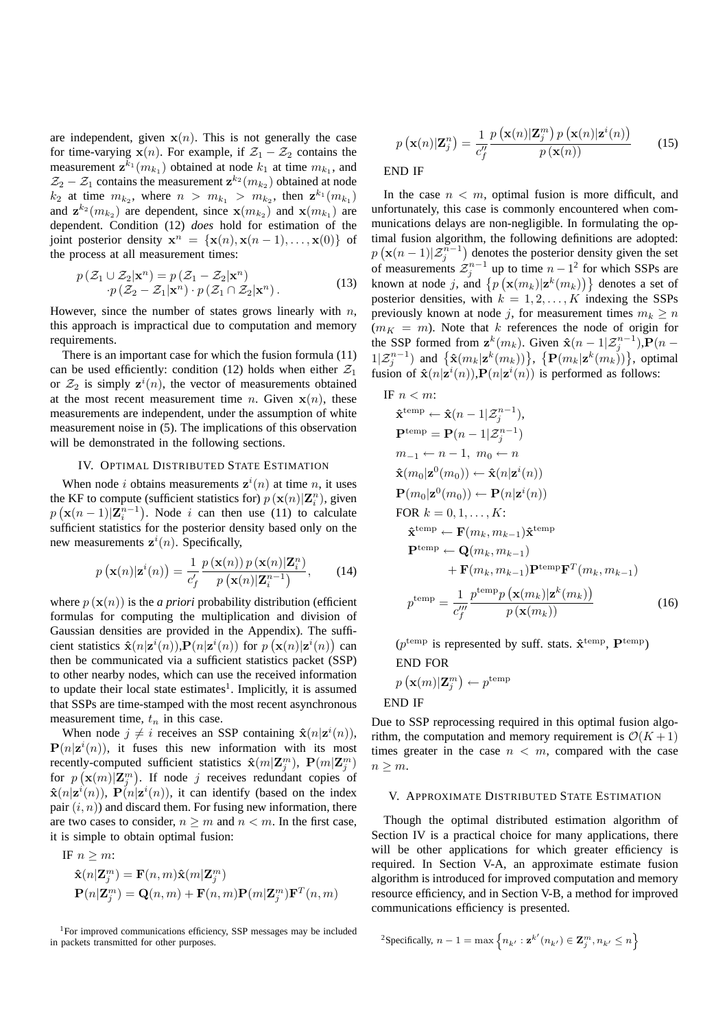are independent, given $\mathbf{x}(n)$. This is not generally the case for time-varying $\mathbf{x}(n)$. For example, if $\mathcal{Z}_1 - \mathcal{Z}_2$ contains the measurement $\mathbf{z}^{k_1}(m_{k_1})$ obtained at node $k_1$ at time $m_{k_1}$, and $\mathcal{Z}_2 - \mathcal{Z}_1$ contains the measurement $\mathbf{z}^{k_2}(m_{k_2})$ obtained at node $k_2$ at time $m_{k_2}$, where $n > m_{k_1} > m_{k_2}$, then $\mathbf{z}^{k_1}(m_{k_1})$ and $\mathbf{z}^{k_2}(m_{k_2})$ are dependent, since $\mathbf{x}(m_{k_2})$ and $\mathbf{x}(m_{k_1})$ are dependent. Condition (12) *does* hold for estimation of the joint posterior density $\mathbf{x}^n = \{\mathbf{x}(n), \mathbf{x}(n-1), \ldots, \mathbf{x}(0)\}$ of the process at all measurement times:

$$
\begin{aligned}
p\left(\mathcal{Z}_1 \cup \mathcal{Z}_2 | \mathbf{x}^n\right) &= p\left(\mathcal{Z}_1 - \mathcal{Z}_2 | \mathbf{x}^n\right) \\
&\cdot p\left(\mathcal{Z}_2 - \mathcal{Z}_1 | \mathbf{x}^n\right) \cdot p\left(\mathcal{Z}_1 \cap \mathcal{Z}_2 | \mathbf{x}^n\right).
\end{aligned} \tag{13}
$$

However, since the number of states grows linearly with $n$, this approach is impractical due to computation and memory requirements.

There is an important case for which the fusion formula (11) can be used efficiently: condition (12) holds when either $\mathcal{Z}_1$ or $\mathcal{Z}_2$ is simply $\mathbf{z}^i(n)$, the vector of measurements obtained at the most recent measurement time $n$. Given $\mathbf{x}(n)$, these measurements are independent, under the assumption of white measurement noise in (5). The implications of this observation will be demonstrated in the following sections.

## IV. Optimal Distributed State Estimation

When node $i$ obtains measurements $\mathbf{z}^i(n)$ at time $n$, it uses the KF to compute (sufficient statistics for) $p\left(\mathbf{x}(n)|\mathbf{Z}_i^n\right)$, given $p\left(\mathbf{x}(n-1)|\mathbf{Z}_i^{n-1}\right)$. Node $i$ can then use (11) to calculate sufficient statistics for the posterior density based only on the new measurements $\mathbf{z}^i(n)$. Specifically,

$$
p\left(\mathbf{x}(n)|\mathbf{z}^i(n)\right) = \frac{1}{c_f'} \frac{p\left(\mathbf{x}(n)\right) p\left(\mathbf{x}(n)|\mathbf{Z}_i^n\right)}{p\left(\mathbf{x}(n)|\mathbf{Z}_i^{n-1}\right)}, \tag{14}
$$

where $p\left(\mathbf{x}(n)\right)$ is the *a priori* probability distribution (efficient formulas for computing the multiplication and division of Gaussian densities are provided in the Appendix). The sufficient statistics $\hat{\mathbf{x}}(n|\mathbf{z}^i(n))$,$\mathbf{P}(n|\mathbf{z}^i(n))$ for $p\left(\mathbf{x}(n)|\mathbf{z}^i(n)\right)$ can then be communicated via a sufficient statistics packet (SSP) to other nearby nodes, which can use the received information to update their local state estimates[1]. Implicitly, it is assumed that SSPs are time-stamped with the most recent asynchronous measurement time, $t_n$ in this case.

When node $j \neq i$ receives an SSP containing $\hat{\mathbf{x}}(n|\mathbf{z}^i(n))$, $\mathbf{P}(n|\mathbf{z}^i(n))$, it fuses this new information with its most recently-computed sufficient statistics $\hat{\mathbf{x}}(m|\mathbf{Z}_j^m)$, $\mathbf{P}(m|\mathbf{Z}_j^m)$ for $p\left(\mathbf{x}(m)|\mathbf{Z}_j^m\right)$. If node $j$ receives redundant copies of $\hat{\mathbf{x}}(n|\mathbf{z}^i(n))$, $\mathbf{P}(n|\mathbf{z}^i(n))$, it can identify (based on the index pair $(i,n)$) and discard them. For fusing new information, there are two cases to consider, $n \geq m$ and $n < m$. In the first case, it is simple to obtain optimal fusion:

IF $n \geq m$:

$$
\hat{\mathbf{x}}(n|\mathbf{Z}_j^m) = \mathbf{F}(n,m)\hat{\mathbf{x}}(m|\mathbf{Z}_j^m)
$$

$$
\mathbf{P}(n|\mathbf{Z}_j^m) = \mathbf{Q}(n,m) + \mathbf{F}(n,m)\mathbf{P}(m|\mathbf{Z}_j^m)\mathbf{F}^T(n,m)
$$

$$
p\left(\mathbf{x}(n)|\mathbf{Z}_j^n\right) = \frac{1}{c_f''} \frac{p\left(\mathbf{x}(n)|\mathbf{Z}_j^m\right) p\left(\mathbf{x}(n)|\mathbf{z}^i(n)\right)}{p\left(\mathbf{x}(n)\right)} \tag{15}
$$

END IF

In the case $n < m$, optimal fusion is more difficult, and unfortunately, this case is commonly encountered when communications delays are non-negligible. In formulating the optimal fusion algorithm, the following definitions are adopted: $p\left(\mathbf{x}(n-1)|\mathcal{Z}_j^{n-1}\right)$ denotes the posterior density given the set of measurements $\mathcal{Z}_j^{n-1}$ up to time $n-1$[2] for which SSPs are known at node $j$, and $\left\{p\left(\mathbf{x}(m_k)|\mathbf{z}^k(m_k)\right)\right\}$ denotes a set of posterior densities, with $k = 1, 2, \ldots, K$ indexing the SSPs previously known at node $j$, for measurement times $m_k \geq n$ ($m_K = m$). Note that $k$ references the node of origin for the SSP formed from $\mathbf{z}^k(m_k)$. Given $\hat{\mathbf{x}}(n-1|\mathcal{Z}_j^{n-1})$,$\mathbf{P}(n-1|\mathcal{Z}_j^{n-1})$ and $\left\{\hat{\mathbf{x}}(m_k|\mathbf{z}^k(m_k))\right\}$, $\left\{\mathbf{P}(m_k|\mathbf{z}^k(m_k))\right\}$, optimal fusion of $\hat{\mathbf{x}}(n|\mathbf{z}^i(n))$,$\mathbf{P}(n|\mathbf{z}^i(n))$ is performed as follows:

IF $n < m$:

$$
\hat{\mathbf{x}}^{\text{temp}} \leftarrow \hat{\mathbf{x}}(n-1|\mathcal{Z}_j^{n-1}),
$$

$$
\mathbf{P}^{\text{temp}} = \mathbf{P}(n-1|\mathcal{Z}_j^{n-1})
$$

$$
m_{-1} \leftarrow n-1,\ m_0 \leftarrow n
$$

$$
\hat{\mathbf{x}}(m_0|\mathbf{z}^0(m_0)) \leftarrow \hat{\mathbf{x}}(n|\mathbf{z}^i(n))
$$

$$
\mathbf{P}(m_0|\mathbf{z}^0(m_0)) \leftarrow \mathbf{P}(n|\mathbf{z}^i(n))
$$

FOR $k = 0, 1, \ldots, K$:

$$
\hat{\mathbf{x}}^{\text{temp}} \leftarrow \mathbf{F}(m_k, m_{k-1})\hat{\mathbf{x}}^{\text{temp}}
$$

$$
\mathbf{P}^{\text{temp}} \leftarrow \mathbf{Q}(m_k, m_{k-1}) + \mathbf{F}(m_k, m_{k-1})\mathbf{P}^{\text{temp}}\mathbf{F}^T(m_k, m_{k-1})
$$

$$
p^{\text{temp}} = \frac{1}{c_f'''} \frac{p^{\text{temp}} p\left(\mathbf{x}(m_k)|\mathbf{z}^k(m_k)\right)}{p\left(\mathbf{x}(m_k)\right)} \tag{16}
$$

($p^{\text{temp}}$ is represented by suff. stats. $\hat{\mathbf{x}}^{\text{temp}}$, $\mathbf{P}^{\text{temp}}$)

END FOR

$$
p\left(\mathbf{x}(m)|\mathbf{Z}_j^m\right) \leftarrow p^{\text{temp}}
$$

END IF

Due to SSP reprocessing required in this optimal fusion algorithm, the computation and memory requirement is $\mathcal{O}(K+1)$ times greater in the case $n < m$, compared with the case $n \geq m$.

## V. Approximate Distributed State Estimation

Though the optimal distributed estimation algorithm of Section IV is a practical choice for many applications, there will be other applications for which greater efficiency is required. In Section V-A, an approximate estimate fusion algorithm is introduced for improved computation and memory resource efficiency, and in Section V-B, a method for improved communications efficiency is presented.

[1] For improved communications efficiency, SSP messages may be included in packets transmitted for other purposes.

[2] Specifically, $n-1 = \max\left\{n_{k'} : \mathbf{z}^{k'}(n_{k'}) \in \mathbf{Z}_j^m, n_{k'} \leq n\right\}$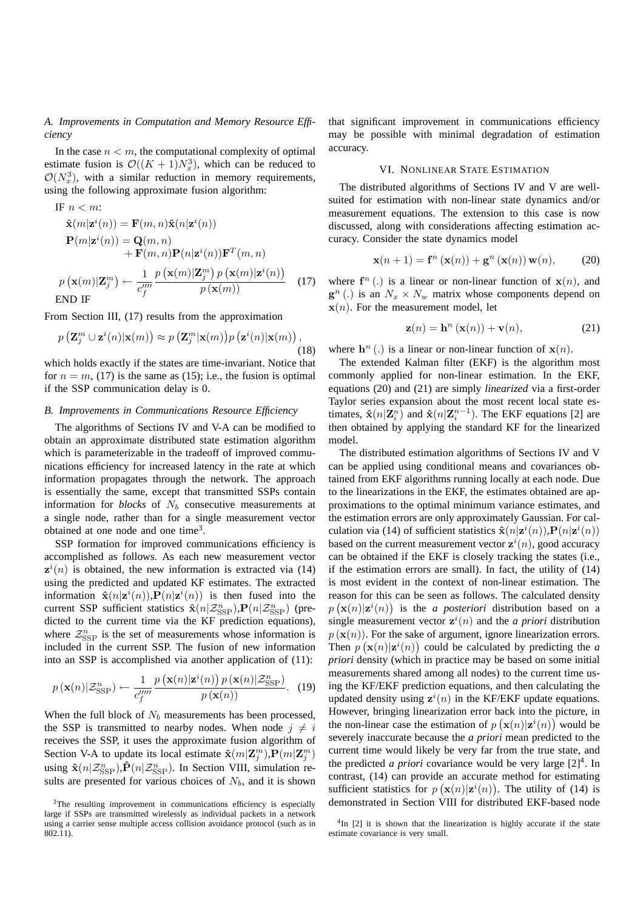### A. Improvements in Computation and Memory Resource Efficiency

In the case $n < m$, the computational complexity of optimal estimate fusion is $\mathcal{O}((K+1)N_x^3)$, which can be reduced to $\mathcal{O}(N_x^3)$, with a similar reduction in memory requirements, using the following approximate fusion algorithm:

$$
\begin{aligned}
&\text{IF } n < m\text{:} \\
&\quad \hat{\mathbf{x}}(m|\mathbf{z}^i(n)) = \mathbf{F}(m,n)\hat{\mathbf{x}}(n|\mathbf{z}^i(n)) \\
&\quad \mathbf{P}(m|\mathbf{z}^i(n)) = \mathbf{Q}(m,n) \\
&\qquad\qquad + \mathbf{F}(m,n)\mathbf{P}(n|\mathbf{z}^i(n))\mathbf{F}^T(m,n) \\
&p\left(\mathbf{x}(m)|\mathbf{Z}_j^m\right) \leftarrow \frac{1}{c_f''''}\frac{p\left(\mathbf{x}(m)|\mathbf{Z}_j^m\right)p\left(\mathbf{x}(m)|\mathbf{z}^i(n)\right)}{p\left(\mathbf{x}(m)\right)} \qquad (17) \\
&\text{END IF}
\end{aligned}
$$

From Section III, (17) results from the approximation

$$
p\left(\mathbf{Z}_j^m \cup \mathbf{z}^i(n)|\mathbf{x}(m)\right) \approx p\left(\mathbf{Z}_j^m|\mathbf{x}(m)\right)p\left(\mathbf{z}^i(n)|\mathbf{x}(m)\right), \tag{18}
$$

which holds exactly if the states are time-invariant. Notice that for $n = m$, (17) is the same as (15); i.e., the fusion is optimal if the SSP communication delay is 0.

### B. Improvements in Communications Resource Efficiency

The algorithms of Sections IV and V-A can be modified to obtain an approximate distributed state estimation algorithm which is parameterizable in the tradeoff of improved communications efficiency for increased latency in the rate at which information propagates through the network. The approach is essentially the same, except that transmitted SSPs contain information for *blocks* of $N_b$ consecutive measurements at a single node, rather than for a single measurement vector obtained at one node and one time[3].

SSP formation for improved communications efficiency is accomplished as follows. As each new measurement vector $\mathbf{z}^i(n)$ is obtained, the new information is extracted via (14) using the predicted and updated KF estimates. The extracted information $\hat{\mathbf{x}}(n|\mathbf{z}^i(n))$,$\mathbf{P}(n|\mathbf{z}^i(n))$ is then fused into the current SSP sufficient statistics $\hat{\mathbf{x}}(n|\mathcal{Z}_{\text{SSP}}^n)$,$\mathbf{P}(n|\mathcal{Z}_{\text{SSP}}^n)$ (predicted to the current time via the KF prediction equations), where $\mathcal{Z}_{\text{SSP}}^n$ is the set of measurements whose information is included in the current SSP. The fusion of new information into an SSP is accomplished via another application of (11):

$$
p\left(\mathbf{x}(n)|\mathcal{Z}_{\text{SSP}}^n\right) \leftarrow \frac{1}{c_f'''''}\frac{p\left(\mathbf{x}(n)|\mathbf{z}^i(n)\right)p\left(\mathbf{x}(n)|\mathcal{Z}_{\text{SSP}}^n\right)}{p\left(\mathbf{x}(n)\right)}. \tag{19}
$$

When the full block of $N_b$ measurements has been processed, the SSP is transmitted to nearby nodes. When node $j \neq i$ receives the SSP, it uses the approximate fusion algorithm of Section V-A to update its local estimate $\hat{\mathbf{x}}(m|\mathbf{Z}_j^m)$,$\mathbf{P}(m|\mathbf{Z}_j^m)$ using $\hat{\mathbf{x}}(n|\mathcal{Z}_{\text{SSP}}^n)$,$\hat{\mathbf{P}}(n|\mathcal{Z}_{\text{SSP}}^n)$. In Section VIII, simulation results are presented for various choices of $N_b$, and it is shown that significant improvement in communications efficiency may be possible with minimal degradation of estimation accuracy.

[3]The resulting improvement in communications efficiency is especially large if SSPs are transmitted wirelessly as individual packets in a network using a carrier sense multiple access collision avoidance protocol (such as in 802.11).

## VI. Nonlinear State Estimation

The distributed algorithms of Sections IV and V are well-suited for estimation with non-linear state dynamics and/or measurement equations. The extension to this case is now discussed, along with considerations affecting estimation accuracy. Consider the state dynamics model

$$
\mathbf{x}(n+1) = \mathbf{f}^n\left(\mathbf{x}(n)\right) + \mathbf{g}^n\left(\mathbf{x}(n)\right)\mathbf{w}(n), \tag{20}
$$

where $\mathbf{f}^n(.)$ is a linear or non-linear function of $\mathbf{x}(n)$, and $\mathbf{g}^n(.)$ is an $N_x \times N_w$ matrix whose components depend on $\mathbf{x}(n)$. For the measurement model, let

$$
\mathbf{z}(n) = \mathbf{h}^n\left(\mathbf{x}(n)\right) + \mathbf{v}(n), \tag{21}
$$

where $\mathbf{h}^n(.)$ is a linear or non-linear function of $\mathbf{x}(n)$.

The extended Kalman filter (EKF) is the algorithm most commonly applied for non-linear estimation. In the EKF, equations (20) and (21) are simply *linearized* via a first-order Taylor series expansion about the most recent local state estimates, $\hat{\mathbf{x}}(n|\mathbf{Z}_i^n)$ and $\hat{\mathbf{x}}(n|\mathbf{Z}_i^{n-1})$. The EKF equations [2] are then obtained by applying the standard KF for the linearized model.

The distributed estimation algorithms of Sections IV and V can be applied using conditional means and covariances obtained from EKF algorithms running locally at each node. Due to the linearizations in the EKF, the estimates obtained are approximations to the optimal minimum variance estimates, and the estimation errors are only approximately Gaussian. For calculation via (14) of sufficient statistics $\hat{\mathbf{x}}(n|\mathbf{z}^i(n))$,$\mathbf{P}(n|\mathbf{z}^i(n))$ based on the current measurement vector $\mathbf{z}^i(n)$, good accuracy can be obtained if the EKF is closely tracking the states (i.e., if the estimation errors are small). In fact, the utility of (14) is most evident in the context of non-linear estimation. The reason for this can be seen as follows. The calculated density $p\left(\mathbf{x}(n)|\mathbf{z}^i(n)\right)$ is the *a posteriori* distribution based on a single measurement vector $\mathbf{z}^i(n)$ and the *a priori* distribution $p\left(\mathbf{x}(n)\right)$. For the sake of argument, ignore linearization errors. Then $p\left(\mathbf{x}(n)|\mathbf{z}^i(n)\right)$ could be calculated by predicting the *a priori* density (which in practice may be based on some initial measurements shared among all nodes) to the current time using the KF/EKF prediction equations, and then calculating the updated density using $\mathbf{z}^i(n)$ in the KF/EKF update equations. However, bringing linearization error back into the picture, in the non-linear case the estimation of $p\left(\mathbf{x}(n)|\mathbf{z}^i(n)\right)$ would be severely inaccurate because the *a priori* mean predicted to the current time would likely be very far from the true state, and the predicted *a priori* covariance would be very large [2][4]. In contrast, (14) can provide an accurate method for estimating sufficient statistics for $p\left(\mathbf{x}(n)|\mathbf{z}^i(n)\right)$. The utility of (14) is demonstrated in Section VIII for distributed EKF-based node

[4]In [2] it is shown that the linearization is highly accurate if the state estimate covariance is very small.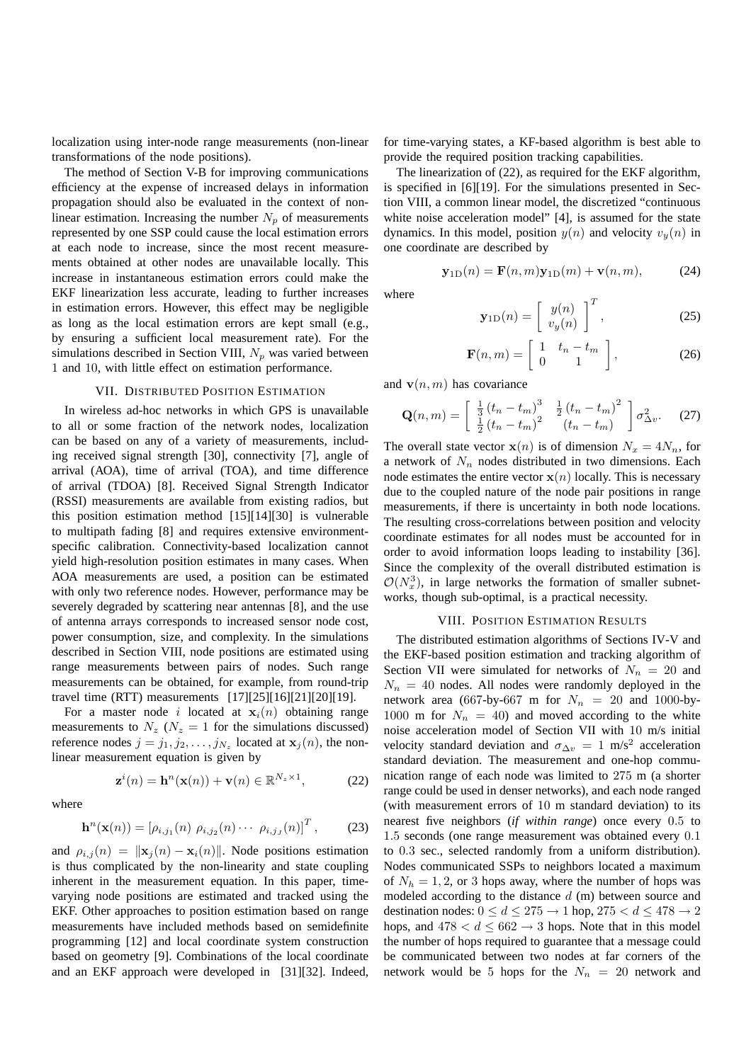localization using inter-node range measurements (non-linear transformations of the node positions).

The method of Section V-B for improving communications efficiency at the expense of increased delays in information propagation should also be evaluated in the context of non-linear estimation. Increasing the number $N_p$ of measurements represented by one SSP could cause the local estimation errors at each node to increase, since the most recent measurements obtained at other nodes are unavailable locally. This increase in instantaneous estimation errors could make the EKF linearization less accurate, leading to further increases in estimation errors. However, this effect may be negligible as long as the local estimation errors are kept small (e.g., by ensuring a sufficient local measurement rate). For the simulations described in Section VIII, $N_p$ was varied between 1 and 10, with little effect on estimation performance.

## VII. Distributed Position Estimation

In wireless ad-hoc networks in which GPS is unavailable to all or some fraction of the network nodes, localization can be based on any of a variety of measurements, including received signal strength [30], connectivity [7], angle of arrival (AOA), time of arrival (TOA), and time difference of arrival (TDOA) [8]. Received Signal Strength Indicator (RSSI) measurements are available from existing radios, but this position estimation method [15][14][30] is vulnerable to multipath fading [8] and requires extensive environment-specific calibration. Connectivity-based localization cannot yield high-resolution position estimates in many cases. When AOA measurements are used, a position can be estimated with only two reference nodes. However, performance may be severely degraded by scattering near antennas [8], and the use of antenna arrays corresponds to increased sensor node cost, power consumption, size, and complexity. In the simulations described in Section VIII, node positions are estimated using range measurements between pairs of nodes. Such range measurements can be obtained, for example, from round-trip travel time (RTT) measurements [17][25][16][21][20][19].

For a master node $i$ located at $\mathbf{x}_i(n)$ obtaining range measurements to $N_z$ ($N_z = 1$ for the simulations discussed) reference nodes $j = j_1, j_2, \ldots, j_{N_z}$ located at $\mathbf{x}_j(n)$, the non-linear measurement equation is given by

$$\mathbf{z}^i(n) = \mathbf{h}^n(\mathbf{x}(n)) + \mathbf{v}(n) \in \mathbb{R}^{N_z \times 1}, \tag{22}$$

where

$$\mathbf{h}^n(\mathbf{x}(n)) = \left[\rho_{i,j_1}(n)\ \rho_{i,j_2}(n) \cdots\ \rho_{i,j_J}(n)\right]^T, \tag{23}$$

and $\rho_{i,j}(n) = \|\mathbf{x}_j(n) - \mathbf{x}_i(n)\|$. Node positions estimation is thus complicated by the non-linearity and state coupling inherent in the measurement equation. In this paper, time-varying node positions are estimated and tracked using the EKF. Other approaches to position estimation based on range measurements have included methods based on semidefinite programming [12] and local coordinate system construction based on geometry [9]. Combinations of the local coordinate and an EKF approach were developed in [31][32]. Indeed, for time-varying states, a KF-based algorithm is best able to provide the required position tracking capabilities.

The linearization of (22), as required for the EKF algorithm, is specified in [6][19]. For the simulations presented in Section VIII, a common linear model, the discretized "continuous white noise acceleration model" [4], is assumed for the state dynamics. In this model, position $y(n)$ and velocity $v_y(n)$ in one coordinate are described by

$$\mathbf{y}_{1\mathrm{D}}(n) = \mathbf{F}(n,m)\mathbf{y}_{1\mathrm{D}}(m) + \mathbf{v}(n,m), \tag{24}$$

where

$$\mathbf{y}_{1\mathrm{D}}(n) = \begin{bmatrix} y(n) \\ v_y(n) \end{bmatrix}^T, \tag{25}$$

$$\mathbf{F}(n,m) = \begin{bmatrix} 1 & t_n - t_m \\ 0 & 1 \end{bmatrix}, \tag{26}$$

and $\mathbf{v}(n,m)$ has covariance

$$\mathbf{Q}(n,m) = \begin{bmatrix} \frac{1}{3}(t_n - t_m)^3 & \frac{1}{2}(t_n - t_m)^2 \\ \frac{1}{2}(t_n - t_m)^2 & (t_n - t_m) \end{bmatrix} \sigma_{\Delta v}^2. \tag{27}$$

The overall state vector $\mathbf{x}(n)$ is of dimension $N_x = 4N_n$, for a network of $N_n$ nodes distributed in two dimensions. Each node estimates the entire vector $\mathbf{x}(n)$ locally. This is necessary due to the coupled nature of the node pair positions in range measurements, if there is uncertainty in both node locations. The resulting cross-correlations between position and velocity coordinate estimates for all nodes must be accounted for in order to avoid information loops leading to instability [36]. Since the complexity of the overall distributed estimation is $\mathcal{O}(N_x^3)$, in large networks the formation of smaller subnetworks, though sub-optimal, is a practical necessity.

## VIII. Position Estimation Results

The distributed estimation algorithms of Sections IV-V and the EKF-based position estimation and tracking algorithm of Section VII were simulated for networks of $N_n = 20$ and $N_n = 40$ nodes. All nodes were randomly deployed in the network area (667-by-667 m for $N_n = 20$ and 1000-by-1000 m for $N_n = 40$) and moved according to the white noise acceleration model of Section VII with 10 m/s initial velocity standard deviation and $\sigma_{\Delta v} = 1$ m/s$^2$ acceleration standard deviation. The measurement and one-hop communication range of each node was limited to 275 m (a shorter range could be used in denser networks), and each node ranged (with measurement errors of 10 m standard deviation) to its nearest five neighbors (*if within range*) once every 0.5 to 1.5 seconds (one range measurement was obtained every 0.1 to 0.3 sec., selected randomly from a uniform distribution). Nodes communicated SSPs to neighbors located a maximum of $N_h = 1, 2$, or 3 hops away, where the number of hops was modeled according to the distance $d$ (m) between source and destination nodes: $0 \le d \le 275 \rightarrow 1$ hop, $275 < d \le 478 \rightarrow 2$ hops, and $478 < d \le 662 \rightarrow 3$ hops. Note that in this model the number of hops required to guarantee that a message could be communicated between two nodes at far corners of the network would be 5 hops for the $N_n = 20$ network and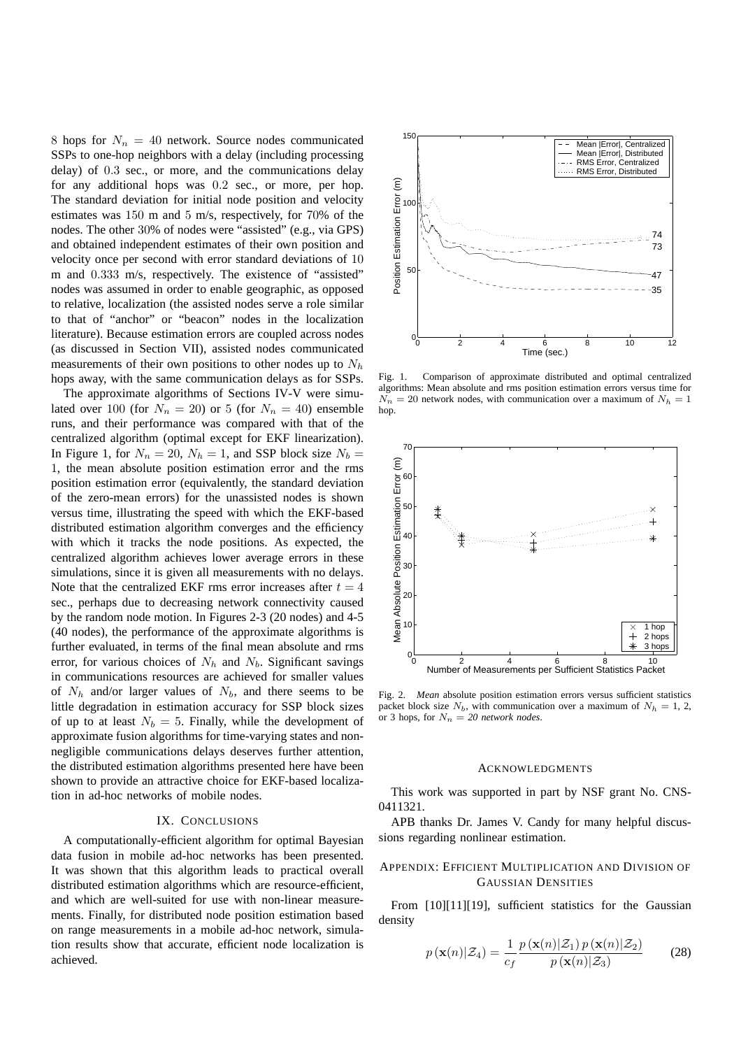8 hops for $N_n = 40$ network. Source nodes communicated SSPs to one-hop neighbors with a delay (including processing delay) of 0.3 sec., or more, and the communications delay for any additional hops was 0.2 sec., or more, per hop. The standard deviation for initial node position and velocity estimates was 150 m and 5 m/s, respectively, for 70% of the nodes. The other 30% of nodes were "assisted" (e.g., via GPS) and obtained independent estimates of their own position and velocity once per second with error standard deviations of 10 m and 0.333 m/s, respectively. The existence of "assisted" nodes was assumed in order to enable geographic, as opposed to relative, localization (the assisted nodes serve a role similar to that of "anchor" or "beacon" nodes in the localization literature). Because estimation errors are coupled across nodes (as discussed in Section VII), assisted nodes communicated measurements of their own positions to other nodes up to $N_h$ hops away, with the same communication delays as for SSPs.

The approximate algorithms of Sections IV-V were simulated over 100 (for $N_n = 20$) or 5 (for $N_n = 40$) ensemble runs, and their performance was compared with that of the centralized algorithm (optimal except for EKF linearization). In Figure 1, for $N_n = 20$, $N_h = 1$, and SSP block size $N_b = 1$, the mean absolute position estimation error and the rms position estimation error (equivalently, the standard deviation of the zero-mean errors) for the unassisted nodes is shown versus time, illustrating the speed with which the EKF-based distributed estimation algorithm converges and the efficiency with which it tracks the node positions. As expected, the centralized algorithm achieves lower average errors in these simulations, since it is given all measurements with no delays. Note that the centralized EKF rms error increases after $t = 4$ sec., perhaps due to decreasing network connectivity caused by the random node motion. In Figures 2-3 (20 nodes) and 4-5 (40 nodes), the performance of the approximate algorithms is further evaluated, in terms of the final mean absolute and rms error, for various choices of $N_h$ and $N_b$. Significant savings in communications resources are achieved for smaller values of $N_h$ and/or larger values of $N_b$, and there seems to be little degradation in estimation accuracy for SSP block sizes of up to at least $N_b = 5$. Finally, while the development of approximate fusion algorithms for time-varying states and non-negligible communications delays deserves further attention, the distributed estimation algorithms presented here have been shown to provide an attractive choice for EKF-based localization in ad-hoc networks of mobile nodes.

## IX. Conclusions

A computationally-efficient algorithm for optimal Bayesian data fusion in mobile ad-hoc networks has been presented. It was shown that this algorithm leads to practical overall distributed estimation algorithms which are resource-efficient, and which are well-suited for use with non-linear measurements. Finally, for distributed node position estimation based on range measurements in a mobile ad-hoc network, simulation results show that accurate, efficient node localization is achieved.

Fig. 1. Comparison of approximate distributed and optimal centralized algorithms: Mean absolute and rms position estimation errors versus time for $N_n = 20$ network nodes, with communication over a maximum of $N_h = 1$ hop.

Fig. 2. *Mean* absolute position estimation errors versus sufficient statistics packet block size $N_b$, with communication over a maximum of $N_h$ = 1, 2, or 3 hops, for $N_n$ = *20 network nodes*.

## Acknowledgments

This work was supported in part by NSF grant No. CNS-0411321.

APB thanks Dr. James V. Candy for many helpful discussions regarding nonlinear estimation.

## Appendix: Efficient Multiplication and Division of Gaussian Densities

From [10][11][19], sufficient statistics for the Gaussian density

$$p\left(\mathbf{x}(n)|\mathcal{Z}_4\right) = \frac{1}{c_f} \frac{p\left(\mathbf{x}(n)|\mathcal{Z}_1\right) p\left(\mathbf{x}(n)|\mathcal{Z}_2\right)}{p\left(\mathbf{x}(n)|\mathcal{Z}_3\right)} \tag{28}$$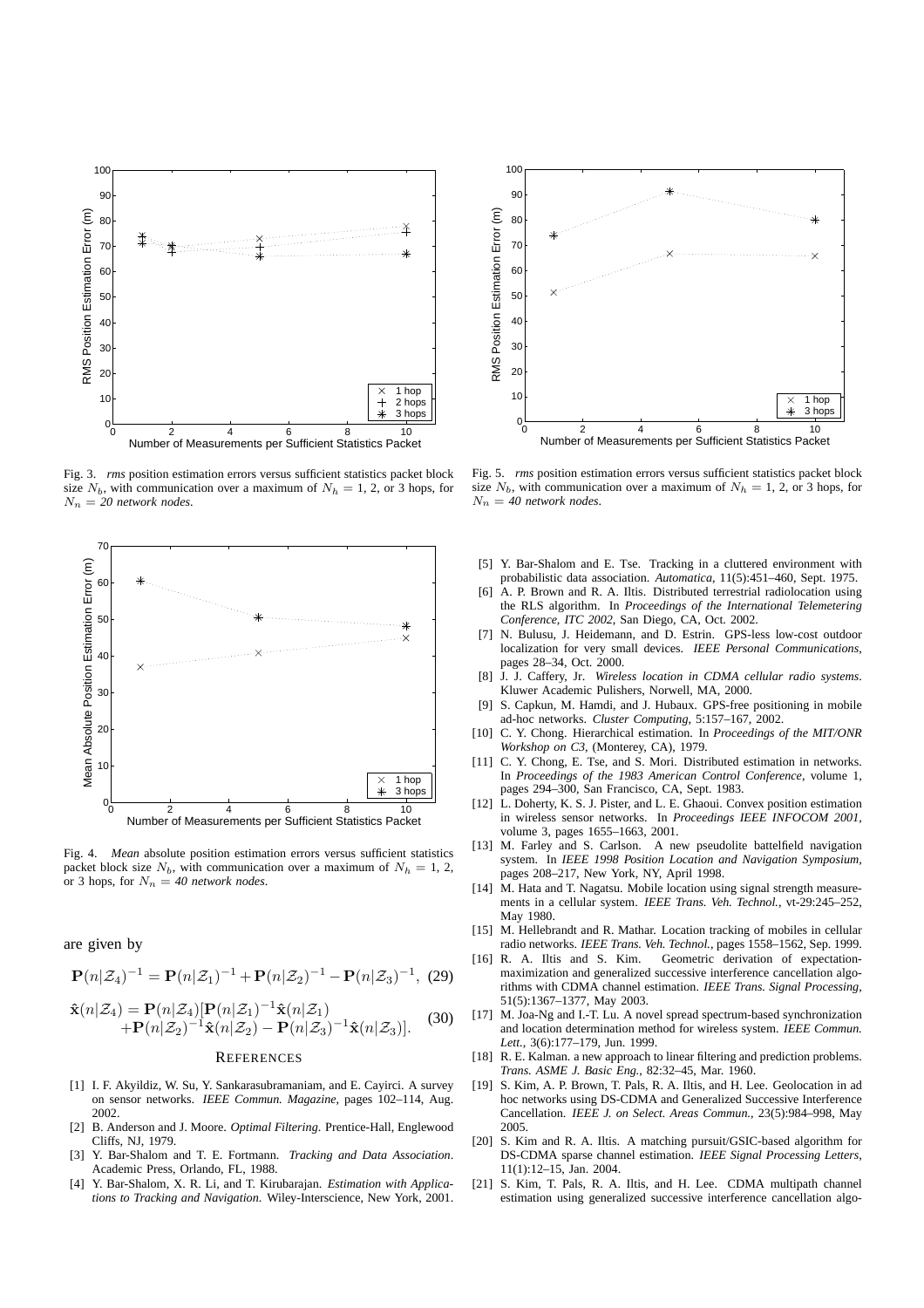Fig. 3. *rms* position estimation errors versus sufficient statistics packet block size $N_b$, with communication over a maximum of $N_h = 1$, 2, or 3 hops, for $N_n = 20$ *network nodes*.

Fig. 5. *rms* position estimation errors versus sufficient statistics packet block size $N_b$, with communication over a maximum of $N_h = 1$, 2, or 3 hops, for $N_n = 40$ *network nodes*.

Fig. 4. *Mean* absolute position estimation errors versus sufficient statistics packet block size $N_b$, with communication over a maximum of $N_h = 1$, 2, or 3 hops, for $N_n = 40$ *network nodes*.

are given by

$$\mathbf{P}(n|\mathcal{Z}_4)^{-1} = \mathbf{P}(n|\mathcal{Z}_1)^{-1} + \mathbf{P}(n|\mathcal{Z}_2)^{-1} - \mathbf{P}(n|\mathcal{Z}_3)^{-1}, \quad (29)$$

$$\begin{aligned}\hat{\mathbf{x}}(n|\mathcal{Z}_4) = \mathbf{P}(n|\mathcal{Z}_4)[&\mathbf{P}(n|\mathcal{Z}_1)^{-1}\hat{\mathbf{x}}(n|\mathcal{Z}_1) \\ &+\mathbf{P}(n|\mathcal{Z}_2)^{-1}\hat{\mathbf{x}}(n|\mathcal{Z}_2) - \mathbf{P}(n|\mathcal{Z}_3)^{-1}\hat{\mathbf{x}}(n|\mathcal{Z}_3)].\end{aligned} \quad (30)$$

## REFERENCES

[1] I. F. Akyildiz, W. Su, Y. Sankarasubramaniam, and E. Cayirci. A survey on sensor networks. *IEEE Commun. Magazine*, pages 102–114, Aug. 2002.

[2] B. Anderson and J. Moore. *Optimal Filtering*. Prentice-Hall, Englewood Cliffs, NJ, 1979.

[3] Y. Bar-Shalom and T. E. Fortmann. *Tracking and Data Association*. Academic Press, Orlando, FL, 1988.

[4] Y. Bar-Shalom, X. R. Li, and T. Kirubarajan. *Estimation with Applications to Tracking and Navigation*. Wiley-Interscience, New York, 2001.

[5] Y. Bar-Shalom and E. Tse. Tracking in a cluttered environment with probabilistic data association. *Automatica*, 11(5):451–460, Sept. 1975.

[6] A. P. Brown and R. A. Iltis. Distributed terrestrial radiolocation using the RLS algorithm. In *Proceedings of the International Telemetering Conference, ITC 2002*, San Diego, CA, Oct. 2002.

[7] N. Bulusu, J. Heidemann, and D. Estrin. GPS-less low-cost outdoor localization for very small devices. *IEEE Personal Communications*, pages 28–34, Oct. 2000.

[8] J. J. Caffery, Jr. *Wireless location in CDMA cellular radio systems*. Kluwer Academic Pulishers, Norwell, MA, 2000.

[9] S. Capkun, M. Hamdi, and J. Hubaux. GPS-free positioning in mobile ad-hoc networks. *Cluster Computing*, 5:157–167, 2002.

[10] C. Y. Chong. Hierarchical estimation. In *Proceedings of the MIT/ONR Workshop on C3*, (Monterey, CA), 1979.

[11] C. Y. Chong, E. Tse, and S. Mori. Distributed estimation in networks. In *Proceedings of the 1983 American Control Conference*, volume 1, pages 294–300, San Francisco, CA, Sept. 1983.

[12] L. Doherty, K. S. J. Pister, and L. E. Ghaoui. Convex position estimation in wireless sensor networks. In *Proceedings IEEE INFOCOM 2001*, volume 3, pages 1655–1663, 2001.

[13] M. Farley and S. Carlson. A new pseudolite battelfield navigation system. In *IEEE 1998 Position Location and Navigation Symposium*, pages 208–217, New York, NY, April 1998.

[14] M. Hata and T. Nagatsu. Mobile location using signal strength measurements in a cellular system. *IEEE Trans. Veh. Technol.*, vt-29:245–252, May 1980.

[15] M. Hellebrandt and R. Mathar. Location tracking of mobiles in cellular radio networks. *IEEE Trans. Veh. Technol.*, pages 1558–1562, Sep. 1999.

[16] R. A. Iltis and S. Kim. Geometric derivation of expectation-maximization and generalized successive interference cancellation algorithms with CDMA channel estimation. *IEEE Trans. Signal Processing*, 51(5):1367–1377, May 2003.

[17] M. Joa-Ng and I.-T. Lu. A novel spread spectrum-based synchronization and location determination method for wireless system. *IEEE Commun. Lett.*, 3(6):177–179, Jun. 1999.

[18] R. E. Kalman. a new approach to linear filtering and prediction problems. *Trans. ASME J. Basic Eng.*, 82:32–45, Mar. 1960.

[19] S. Kim, A. P. Brown, T. Pals, R. A. Iltis, and H. Lee. Geolocation in ad hoc networks using DS-CDMA and Generalized Successive Interference Cancellation. *IEEE J. on Select. Areas Commun.*, 23(5):984–998, May 2005.

[20] S. Kim and R. A. Iltis. A matching pursuit/GSIC-based algorithm for DS-CDMA sparse channel estimation. *IEEE Signal Processing Letters*, 11(1):12–15, Jan. 2004.

[21] S. Kim, T. Pals, R. A. Iltis, and H. Lee. CDMA multipath channel estimation using generalized successive interference cancellation algo-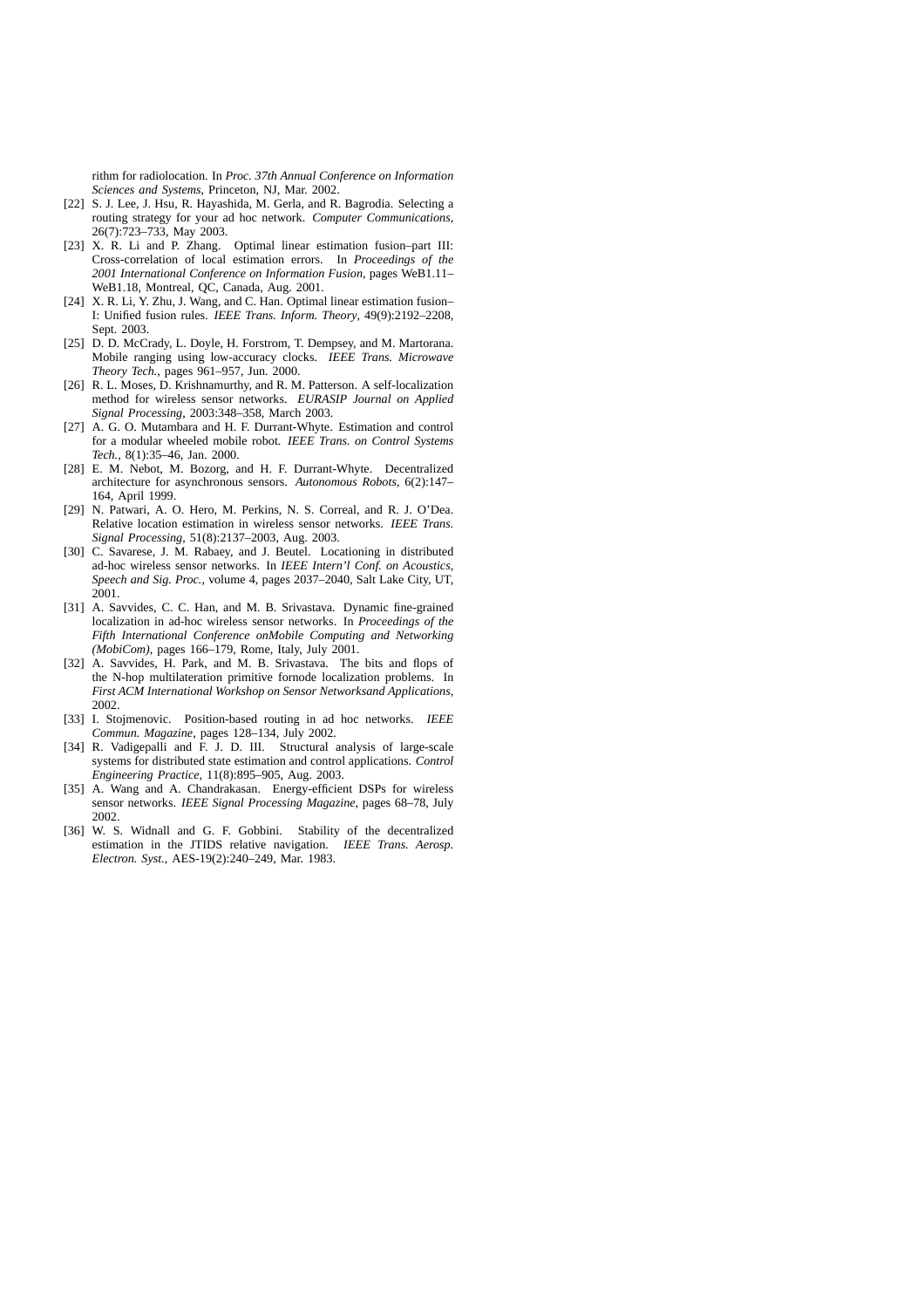rithm for radiolocation. In *Proc. 37th Annual Conference on Information Sciences and Systems*, Princeton, NJ, Mar. 2002.

[22] S. J. Lee, J. Hsu, R. Hayashida, M. Gerla, and R. Bagrodia. Selecting a routing strategy for your ad hoc network. *Computer Communications*, 26(7):723–733, May 2003.

[23] X. R. Li and P. Zhang. Optimal linear estimation fusion–part III: Cross-correlation of local estimation errors. In *Proceedings of the 2001 International Conference on Information Fusion*, pages WeB1.11–WeB1.18, Montreal, QC, Canada, Aug. 2001.

[24] X. R. Li, Y. Zhu, J. Wang, and C. Han. Optimal linear estimation fusion–I: Unified fusion rules. *IEEE Trans. Inform. Theory*, 49(9):2192–2208, Sept. 2003.

[25] D. D. McCrady, L. Doyle, H. Forstrom, T. Dempsey, and M. Martorana. Mobile ranging using low-accuracy clocks. *IEEE Trans. Microwave Theory Tech.*, pages 961–957, Jun. 2000.

[26] R. L. Moses, D. Krishnamurthy, and R. M. Patterson. A self-localization method for wireless sensor networks. *EURASIP Journal on Applied Signal Processing*, 2003:348–358, March 2003.

[27] A. G. O. Mutambara and H. F. Durrant-Whyte. Estimation and control for a modular wheeled mobile robot. *IEEE Trans. on Control Systems Tech.*, 8(1):35–46, Jan. 2000.

[28] E. M. Nebot, M. Bozorg, and H. F. Durrant-Whyte. Decentralized architecture for asynchronous sensors. *Autonomous Robots*, 6(2):147–164, April 1999.

[29] N. Patwari, A. O. Hero, M. Perkins, N. S. Correal, and R. J. O'Dea. Relative location estimation in wireless sensor networks. *IEEE Trans. Signal Processing*, 51(8):2137–2003, Aug. 2003.

[30] C. Savarese, J. M. Rabaey, and J. Beutel. Locationing in distributed ad-hoc wireless sensor networks. In *IEEE Intern'l Conf. on Acoustics, Speech and Sig. Proc.*, volume 4, pages 2037–2040, Salt Lake City, UT, 2001.

[31] A. Savvides, C. C. Han, and M. B. Srivastava. Dynamic fine-grained localization in ad-hoc wireless sensor networks. In *Proceedings of the Fifth International Conference onMobile Computing and Networking (MobiCom)*, pages 166–179, Rome, Italy, July 2001.

[32] A. Savvides, H. Park, and M. B. Srivastava. The bits and flops of the N-hop multilateration primitive fornode localization problems. In *First ACM International Workshop on Sensor Networksand Applications*, 2002.

[33] I. Stojmenovic. Position-based routing in ad hoc networks. *IEEE Commun. Magazine*, pages 128–134, July 2002.

[34] R. Vadigepalli and F. J. D. III. Structural analysis of large-scale systems for distributed state estimation and control applications. *Control Engineering Practice*, 11(8):895–905, Aug. 2003.

[35] A. Wang and A. Chandrakasan. Energy-efficient DSPs for wireless sensor networks. *IEEE Signal Processing Magazine*, pages 68–78, July 2002.

[36] W. S. Widnall and G. F. Gobbini. Stability of the decentralized estimation in the JTIDS relative navigation. *IEEE Trans. Aerosp. Electron. Syst.*, AES-19(2):240–249, Mar. 1983.